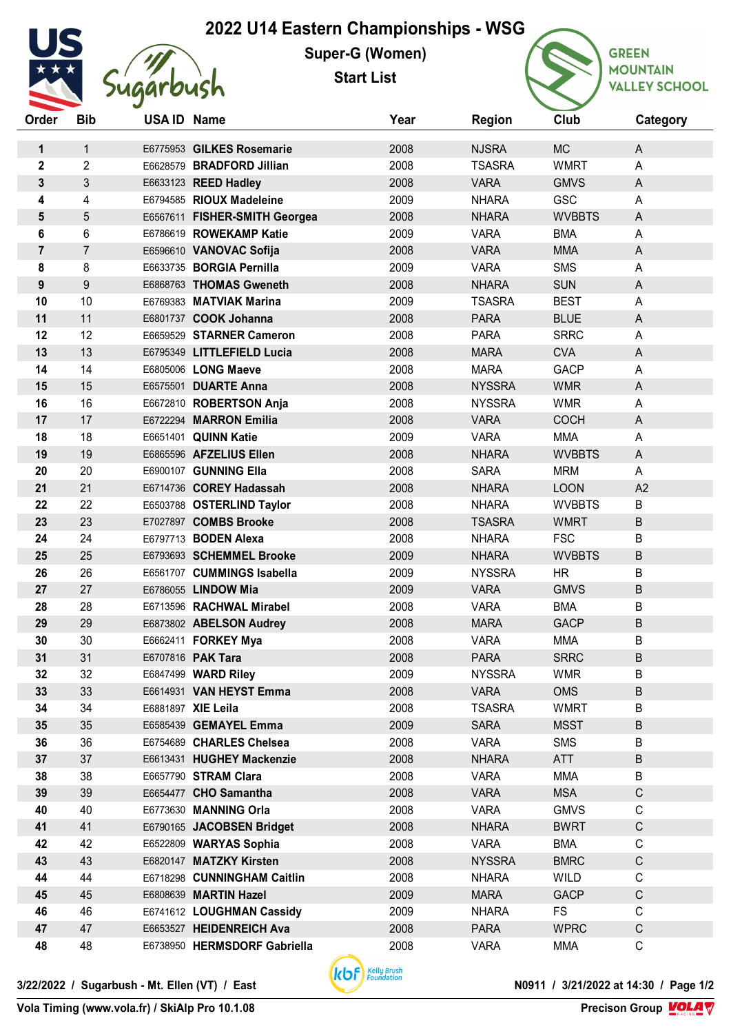# 2022 U14 Eastern Championships - WSG

## Super-G (Women)

## Start List

| Order | Bib | USA ID | Name | Year | Region | Club | Category |
|---|---|---|---|---|---|---|---|
| 1 | 1 | E6775953 | **GILKES Rosemarie** | 2008 | NJSRA | MC | A |
| 2 | 2 | E6628579 | **BRADFORD Jillian** | 2008 | TSASRA | WMRT | A |
| 3 | 3 | E6633123 | **REED Hadley** | 2008 | VARA | GMVS | A |
| 4 | 4 | E6794585 | **RIOUX Madeleine** | 2009 | NHARA | GSC | A |
| 5 | 5 | E6567611 | **FISHER-SMITH Georgea** | 2008 | NHARA | WVBBTS | A |
| 6 | 6 | E6786619 | **ROWEKAMP Katie** | 2009 | VARA | BMA | A |
| 7 | 7 | E6596610 | **VANOVAC Sofija** | 2008 | VARA | MMA | A |
| 8 | 8 | E6633735 | **BORGIA Pernilla** | 2009 | VARA | SMS | A |
| 9 | 9 | E6868763 | **THOMAS Gweneth** | 2008 | NHARA | SUN | A |
| 10 | 10 | E6769383 | **MATVIAK Marina** | 2009 | TSASRA | BEST | A |
| 11 | 11 | E6801737 | **COOK Johanna** | 2008 | PARA | BLUE | A |
| 12 | 12 | E6659529 | **STARNER Cameron** | 2008 | PARA | SRRC | A |
| 13 | 13 | E6795349 | **LITTLEFIELD Lucia** | 2008 | MARA | CVA | A |
| 14 | 14 | E6805006 | **LONG Maeve** | 2008 | MARA | GACP | A |
| 15 | 15 | E6575501 | **DUARTE Anna** | 2008 | NYSSRA | WMR | A |
| 16 | 16 | E6672810 | **ROBERTSON Anja** | 2008 | NYSSRA | WMR | A |
| 17 | 17 | E6722294 | **MARRON Emilia** | 2008 | VARA | COCH | A |
| 18 | 18 | E6651401 | **QUINN Katie** | 2009 | VARA | MMA | A |
| 19 | 19 | E6865596 | **AFZELIUS Ellen** | 2008 | NHARA | WVBBTS | A |
| 20 | 20 | E6900107 | **GUNNING Ella** | 2008 | SARA | MRM | A |
| 21 | 21 | E6714736 | **COREY Hadassah** | 2008 | NHARA | LOON | A2 |
| 22 | 22 | E6503788 | **OSTERLIND Taylor** | 2008 | NHARA | WVBBTS | B |
| 23 | 23 | E7027897 | **COMBS Brooke** | 2008 | TSASRA | WMRT | B |
| 24 | 24 | E6797713 | **BODEN Alexa** | 2008 | NHARA | FSC | B |
| 25 | 25 | E6793693 | **SCHEMMEL Brooke** | 2009 | NHARA | WVBBTS | B |
| 26 | 26 | E6561707 | **CUMMINGS Isabella** | 2009 | NYSSRA | HR | B |
| 27 | 27 | E6786055 | **LINDOW Mia** | 2009 | VARA | GMVS | B |
| 28 | 28 | E6713596 | **RACHWAL Mirabel** | 2008 | VARA | BMA | B |
| 29 | 29 | E6873802 | **ABELSON Audrey** | 2008 | MARA | GACP | B |
| 30 | 30 | E6662411 | **FORKEY Mya** | 2008 | VARA | MMA | B |
| 31 | 31 | E6707816 | **PAK Tara** | 2008 | PARA | SRRC | B |
| 32 | 32 | E6847499 | **WARD Riley** | 2009 | NYSSRA | WMR | B |
| 33 | 33 | E6614931 | **VAN HEYST Emma** | 2008 | VARA | OMS | B |
| 34 | 34 | E6881897 | **XIE Leila** | 2008 | TSASRA | WMRT | B |
| 35 | 35 | E6585439 | **GEMAYEL Emma** | 2009 | SARA | MSST | B |
| 36 | 36 | E6754689 | **CHARLES Chelsea** | 2008 | VARA | SMS | B |
| 37 | 37 | E6613431 | **HUGHEY Mackenzie** | 2008 | NHARA | ATT | B |
| 38 | 38 | E6657790 | **STRAM Clara** | 2008 | VARA | MMA | B |
| 39 | 39 | E6654477 | **CHO Samantha** | 2008 | VARA | MSA | C |
| 40 | 40 | E6773630 | **MANNING Orla** | 2008 | VARA | GMVS | C |
| 41 | 41 | E6790165 | **JACOBSEN Bridget** | 2008 | NHARA | BWRT | C |
| 42 | 42 | E6522809 | **WARYAS Sophia** | 2008 | VARA | BMA | C |
| 43 | 43 | E6820147 | **MATZKY Kirsten** | 2008 | NYSSRA | BMRC | C |
| 44 | 44 | E6718298 | **CUNNINGHAM Caitlin** | 2008 | NHARA | WILD | C |
| 45 | 45 | E6808639 | **MARTIN Hazel** | 2009 | MARA | GACP | C |
| 46 | 46 | E6741612 | **LOUGHMAN Cassidy** | 2009 | NHARA | FS | C |
| 47 | 47 | E6653527 | **HEIDENREICH Ava** | 2008 | PARA | WPRC | C |
| 48 | 48 | E6738950 | **HERMSDORF Gabriella** | 2008 | VARA | MMA | C |

3/22/2022 / Sugarbush - Mt. Ellen (VT) / East

N0911 / 3/21/2022 at 14:30

Vola Timing (www.vola.fr) / SkiAlp Pro 10.1.08

Precison Group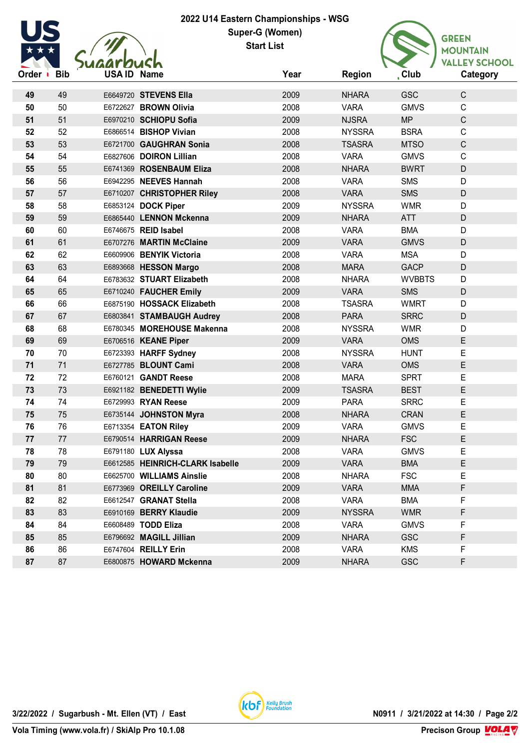**2022 U14 Eastern Championships - WSG**

**Super-G (Women)**

**Start List**

| Order | Bib | USA ID | Name | Year | Region | Club | Category |
|---|---|---|---|---|---|---|---|
| **49** | 49 | E6649720 | **STEVENS Ella** | 2009 | NHARA | GSC | C |
| **50** | 50 | E6722627 | **BROWN Olivia** | 2008 | VARA | GMVS | C |
| **51** | 51 | E6970210 | **SCHIOPU Sofia** | 2009 | NJSRA | MP | C |
| **52** | 52 | E6866514 | **BISHOP Vivian** | 2008 | NYSSRA | BSRA | C |
| **53** | 53 | E6721700 | **GAUGHRAN Sonia** | 2008 | TSASRA | MTSO | C |
| **54** | 54 | E6827606 | **DOIRON Lillian** | 2008 | VARA | GMVS | C |
| **55** | 55 | E6741369 | **ROSENBAUM Eliza** | 2008 | NHARA | BWRT | D |
| **56** | 56 | E6942295 | **NEEVES Hannah** | 2008 | VARA | SMS | D |
| **57** | 57 | E6710207 | **CHRISTOPHER Riley** | 2008 | VARA | SMS | D |
| **58** | 58 | E6853124 | **DOCK Piper** | 2009 | NYSSRA | WMR | D |
| **59** | 59 | E6865440 | **LENNON Mckenna** | 2009 | NHARA | ATT | D |
| **60** | 60 | E6746675 | **REID Isabel** | 2008 | VARA | BMA | D |
| **61** | 61 | E6707276 | **MARTIN McClaine** | 2009 | VARA | GMVS | D |
| **62** | 62 | E6609906 | **BENYIK Victoria** | 2008 | VARA | MSA | D |
| **63** | 63 | E6893668 | **HESSON Margo** | 2008 | MARA | GACP | D |
| **64** | 64 | E6783632 | **STUART Elizabeth** | 2008 | NHARA | WVBBTS | D |
| **65** | 65 | E6710240 | **FAUCHER Emily** | 2009 | VARA | SMS | D |
| **66** | 66 | E6875190 | **HOSSACK Elizabeth** | 2008 | TSASRA | WMRT | D |
| **67** | 67 | E6803841 | **STAMBAUGH Audrey** | 2008 | PARA | SRRC | D |
| **68** | 68 | E6780345 | **MOREHOUSE Makenna** | 2008 | NYSSRA | WMR | D |
| **69** | 69 | E6706516 | **KEANE Piper** | 2009 | VARA | OMS | E |
| **70** | 70 | E6723393 | **HARFF Sydney** | 2008 | NYSSRA | HUNT | E |
| **71** | 71 | E6727785 | **BLOUNT Cami** | 2008 | VARA | OMS | E |
| **72** | 72 | E6760121 | **GANDT Reese** | 2008 | MARA | SPRT | E |
| **73** | 73 | E6921182 | **BENEDETTI Wylie** | 2009 | TSASRA | BEST | E |
| **74** | 74 | E6729993 | **RYAN Reese** | 2009 | PARA | SRRC | E |
| **75** | 75 | E6735144 | **JOHNSTON Myra** | 2008 | NHARA | CRAN | E |
| **76** | 76 | E6713354 | **EATON Riley** | 2009 | VARA | GMVS | E |
| **77** | 77 | E6790514 | **HARRIGAN Reese** | 2009 | NHARA | FSC | E |
| **78** | 78 | E6791180 | **LUX Alyssa** | 2008 | VARA | GMVS | E |
| **79** | 79 | E6612585 | **HEINRICH-CLARK Isabelle** | 2009 | VARA | BMA | E |
| **80** | 80 | E6625700 | **WILLIAMS Ainslie** | 2008 | NHARA | FSC | E |
| **81** | 81 | E6773969 | **OREILLY Caroline** | 2009 | VARA | MMA | F |
| **82** | 82 | E6612547 | **GRANAT Stella** | 2008 | VARA | BMA | F |
| **83** | 83 | E6910169 | **BERRY Klaudie** | 2009 | NYSSRA | WMR | F |
| **84** | 84 | E6608489 | **TODD Eliza** | 2008 | VARA | GMVS | F |
| **85** | 85 | E6796692 | **MAGILL Jillian** | 2009 | NHARA | GSC | F |
| **86** | 86 | E6747604 | **REILLY Erin** | 2008 | VARA | KMS | F |
| **87** | 87 | E6800875 | **HOWARD Mckenna** | 2009 | NHARA | GSC | F |

**3/22/2022 / Sugarbush - Mt. Ellen (VT) / East** **N0911 / 3/21/2022 at 14:30**

**Vola Timing (www.vola.fr) / SkiAlp Pro 10.1.08** **Precison Group**